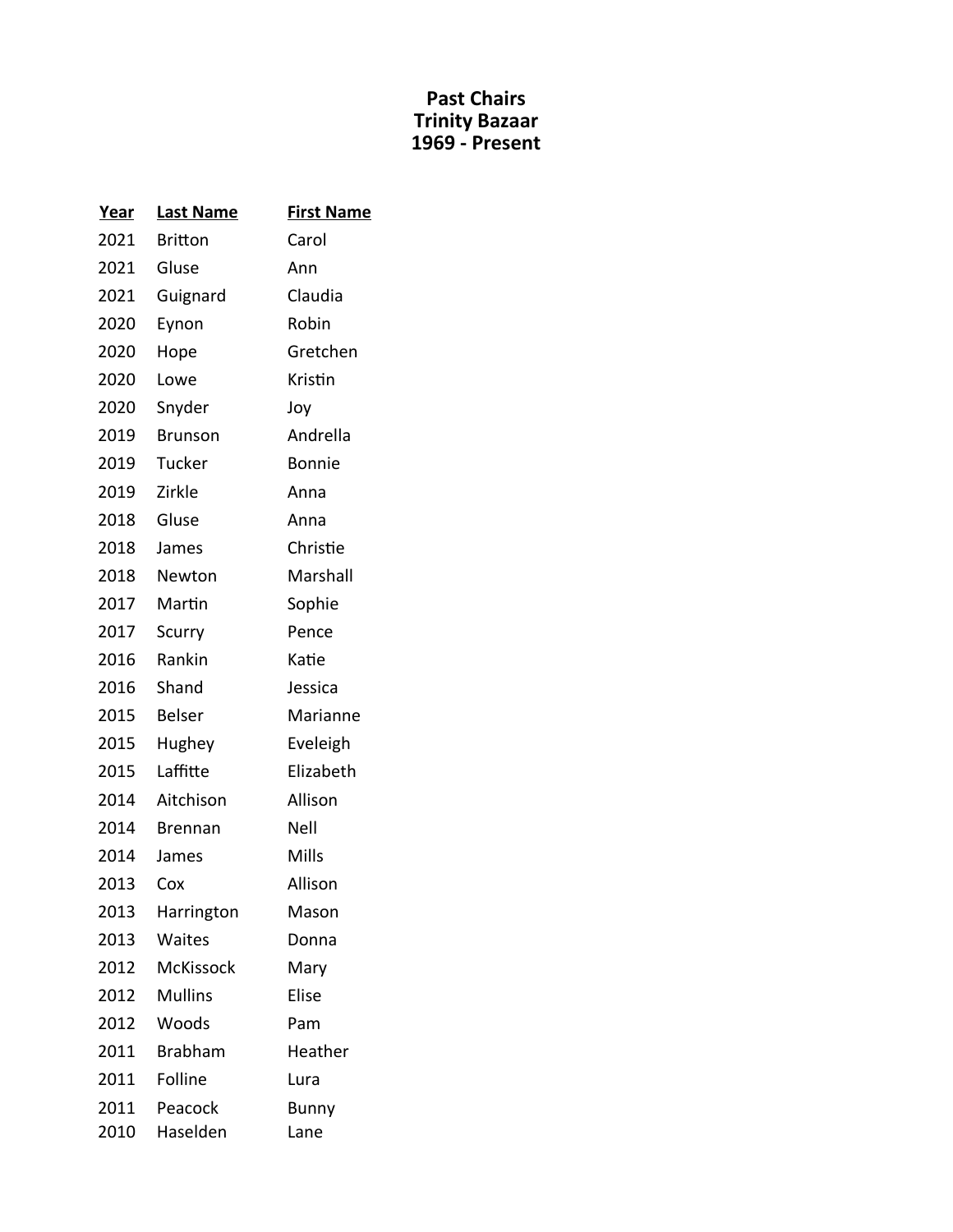**Past Chairs**
**Trinity Bazaar**
**1969 - Present**

| Year | Last Name | First Name |
|---|---|---|
| 2021 | Britton | Carol |
| 2021 | Gluse | Ann |
| 2021 | Guignard | Claudia |
| 2020 | Eynon | Robin |
| 2020 | Hope | Gretchen |
| 2020 | Lowe | Kristin |
| 2020 | Snyder | Joy |
| 2019 | Brunson | Andrella |
| 2019 | Tucker | Bonnie |
| 2019 | Zirkle | Anna |
| 2018 | Gluse | Anna |
| 2018 | James | Christie |
| 2018 | Newton | Marshall |
| 2017 | Martin | Sophie |
| 2017 | Scurry | Pence |
| 2016 | Rankin | Katie |
| 2016 | Shand | Jessica |
| 2015 | Belser | Marianne |
| 2015 | Hughey | Eveleigh |
| 2015 | Laffitte | Elizabeth |
| 2014 | Aitchison | Allison |
| 2014 | Brennan | Nell |
| 2014 | James | Mills |
| 2013 | Cox | Allison |
| 2013 | Harrington | Mason |
| 2013 | Waites | Donna |
| 2012 | McKissock | Mary |
| 2012 | Mullins | Elise |
| 2012 | Woods | Pam |
| 2011 | Brabham | Heather |
| 2011 | Folline | Lura |
| 2011 | Peacock | Bunny |
| 2010 | Haselden | Lane |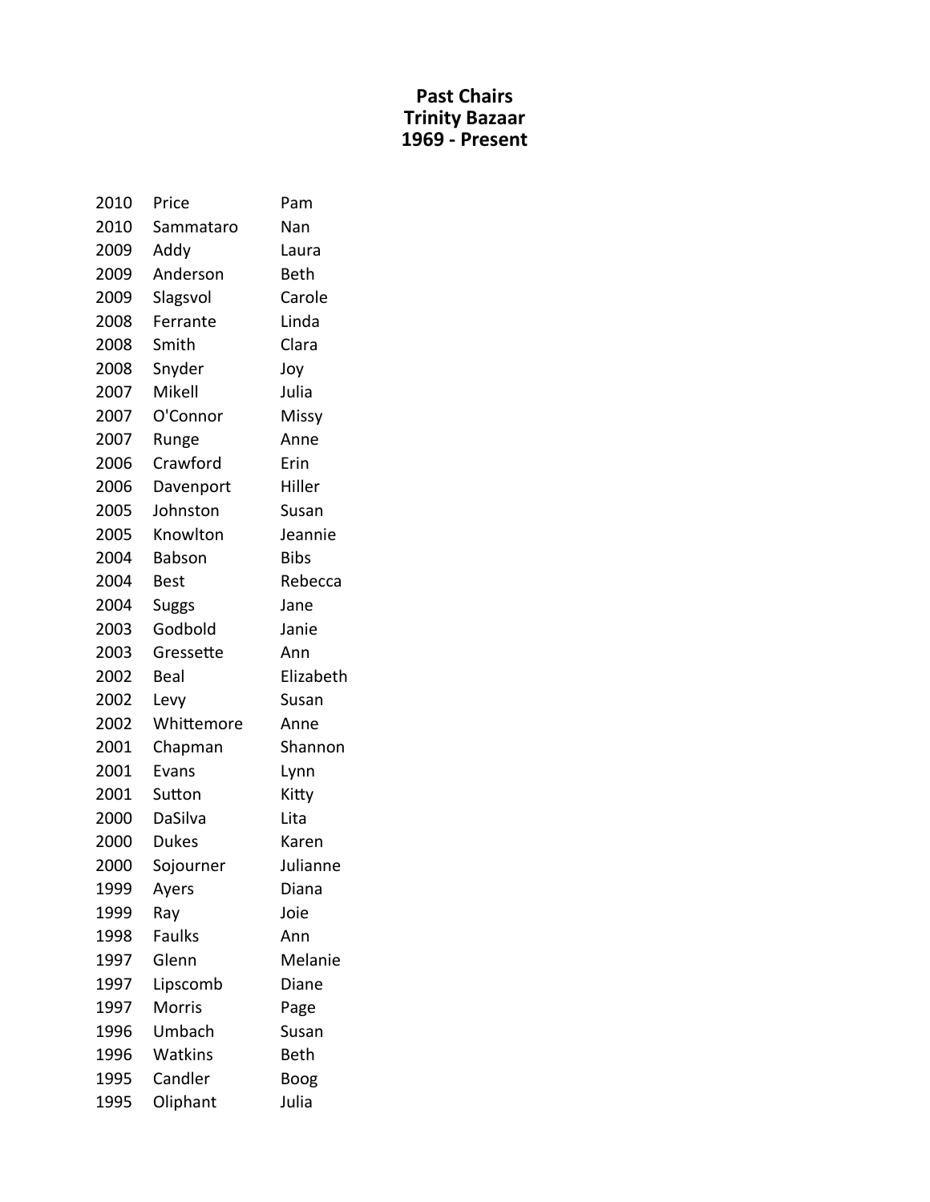**Past Chairs**
**Trinity Bazaar**
**1969 - Present**

| | | |
|---|---|---|
| 2010 | Price | Pam |
| 2010 | Sammataro | Nan |
| 2009 | Addy | Laura |
| 2009 | Anderson | Beth |
| 2009 | Slagsvol | Carole |
| 2008 | Ferrante | Linda |
| 2008 | Smith | Clara |
| 2008 | Snyder | Joy |
| 2007 | Mikell | Julia |
| 2007 | O'Connor | Missy |
| 2007 | Runge | Anne |
| 2006 | Crawford | Erin |
| 2006 | Davenport | Hiller |
| 2005 | Johnston | Susan |
| 2005 | Knowlton | Jeannie |
| 2004 | Babson | Bibs |
| 2004 | Best | Rebecca |
| 2004 | Suggs | Jane |
| 2003 | Godbold | Janie |
| 2003 | Gressette | Ann |
| 2002 | Beal | Elizabeth |
| 2002 | Levy | Susan |
| 2002 | Whittemore | Anne |
| 2001 | Chapman | Shannon |
| 2001 | Evans | Lynn |
| 2001 | Sutton | Kitty |
| 2000 | DaSilva | Lita |
| 2000 | Dukes | Karen |
| 2000 | Sojourner | Julianne |
| 1999 | Ayers | Diana |
| 1999 | Ray | Joie |
| 1998 | Faulks | Ann |
| 1997 | Glenn | Melanie |
| 1997 | Lipscomb | Diane |
| 1997 | Morris | Page |
| 1996 | Umbach | Susan |
| 1996 | Watkins | Beth |
| 1995 | Candler | Boog |
| 1995 | Oliphant | Julia |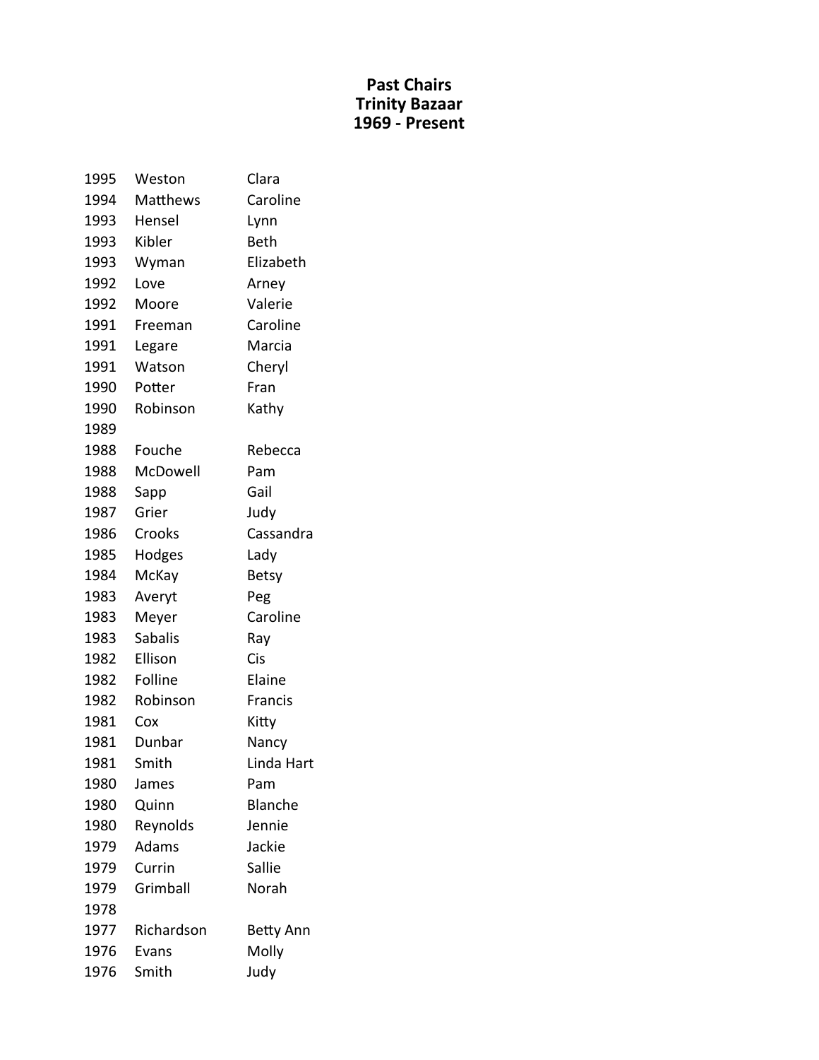**Past Chairs**
**Trinity Bazaar**
**1969 - Present**

| | | |
|---|---|---|
| 1995 | Weston | Clara |
| 1994 | Matthews | Caroline |
| 1993 | Hensel | Lynn |
| 1993 | Kibler | Beth |
| 1993 | Wyman | Elizabeth |
| 1992 | Love | Arney |
| 1992 | Moore | Valerie |
| 1991 | Freeman | Caroline |
| 1991 | Legare | Marcia |
| 1991 | Watson | Cheryl |
| 1990 | Potter | Fran |
| 1990 | Robinson | Kathy |
| 1989 | | |
| 1988 | Fouche | Rebecca |
| 1988 | McDowell | Pam |
| 1988 | Sapp | Gail |
| 1987 | Grier | Judy |
| 1986 | Crooks | Cassandra |
| 1985 | Hodges | Lady |
| 1984 | McKay | Betsy |
| 1983 | Averyt | Peg |
| 1983 | Meyer | Caroline |
| 1983 | Sabalis | Ray |
| 1982 | Ellison | Cis |
| 1982 | Folline | Elaine |
| 1982 | Robinson | Francis |
| 1981 | Cox | Kitty |
| 1981 | Dunbar | Nancy |
| 1981 | Smith | Linda Hart |
| 1980 | James | Pam |
| 1980 | Quinn | Blanche |
| 1980 | Reynolds | Jennie |
| 1979 | Adams | Jackie |
| 1979 | Currin | Sallie |
| 1979 | Grimball | Norah |
| 1978 | | |
| 1977 | Richardson | Betty Ann |
| 1976 | Evans | Molly |
| 1976 | Smith | Judy |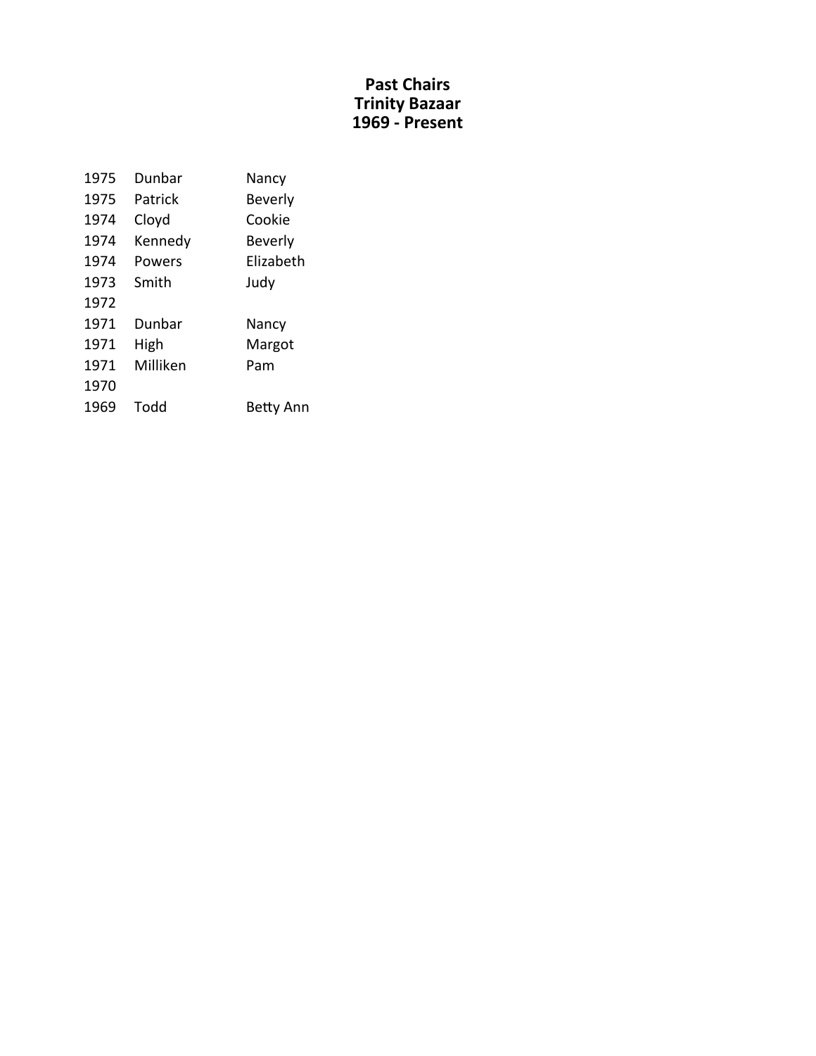**Past Chairs**
**Trinity Bazaar**
**1969 - Present**

| | | |
|---|---|---|
| 1975 | Dunbar | Nancy |
| 1975 | Patrick | Beverly |
| 1974 | Cloyd | Cookie |
| 1974 | Kennedy | Beverly |
| 1974 | Powers | Elizabeth |
| 1973 | Smith | Judy |
| 1972 | | |
| 1971 | Dunbar | Nancy |
| 1971 | High | Margot |
| 1971 | Milliken | Pam |
| 1970 | | |
| 1969 | Todd | Betty Ann |